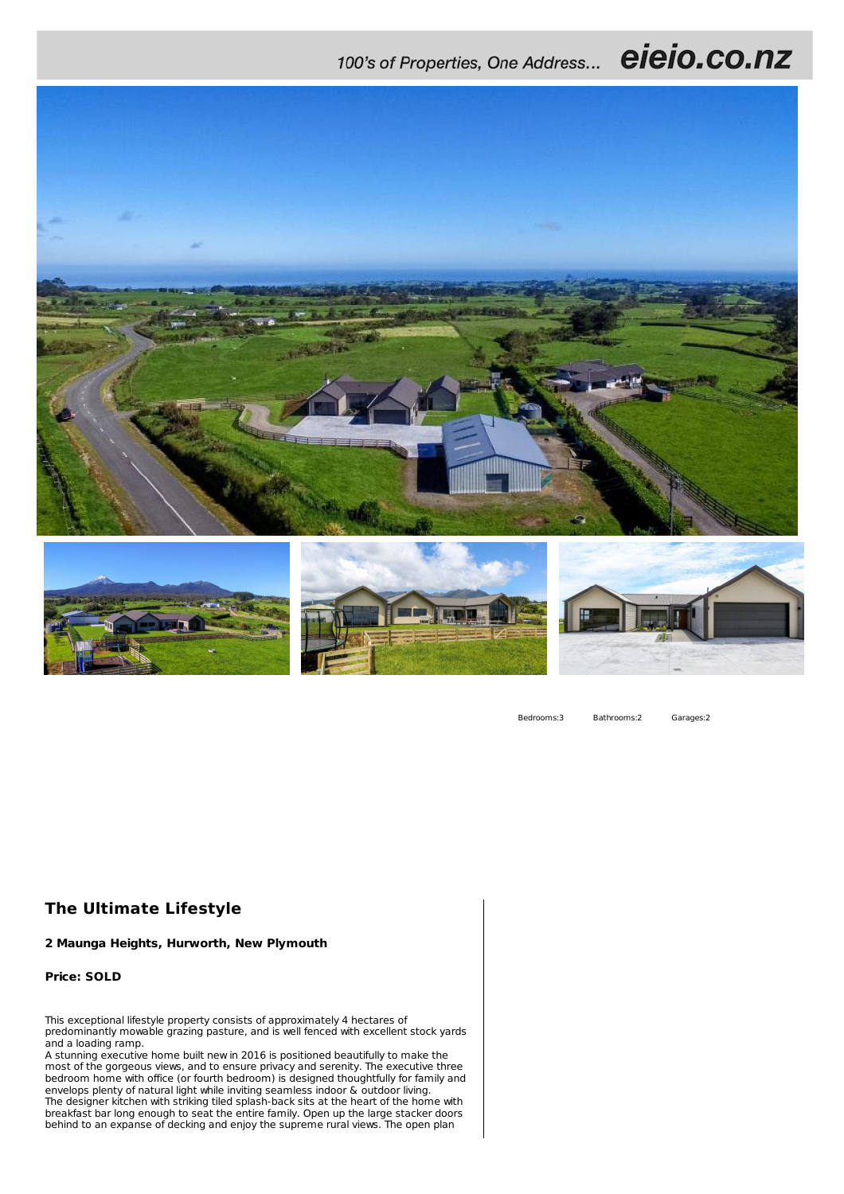100's of Properties, One Address... **eieio.co.nz**

Bedrooms:3 Bathrooms:2 Garages:2

## The Ultimate Lifestyle

**2 Maunga Heights, Hurworth, New Plymouth**

**Price: SOLD**

This exceptional lifestyle property consists of approximately 4 hectares of predominantly mowable grazing pasture, and is well fenced with excellent stock yards and a loading ramp.
A stunning executive home built new in 2016 is positioned beautifully to make the most of the gorgeous views, and to ensure privacy and serenity. The executive three bedroom home with office (or fourth bedroom) is designed thoughtfully for family and envelops plenty of natural light while inviting seamless indoor & outdoor living.
The designer kitchen with striking tiled splash-back sits at the heart of the home with breakfast bar long enough to seat the entire family. Open up the large stacker doors behind to an expanse of decking and enjoy the supreme rural views. The open plan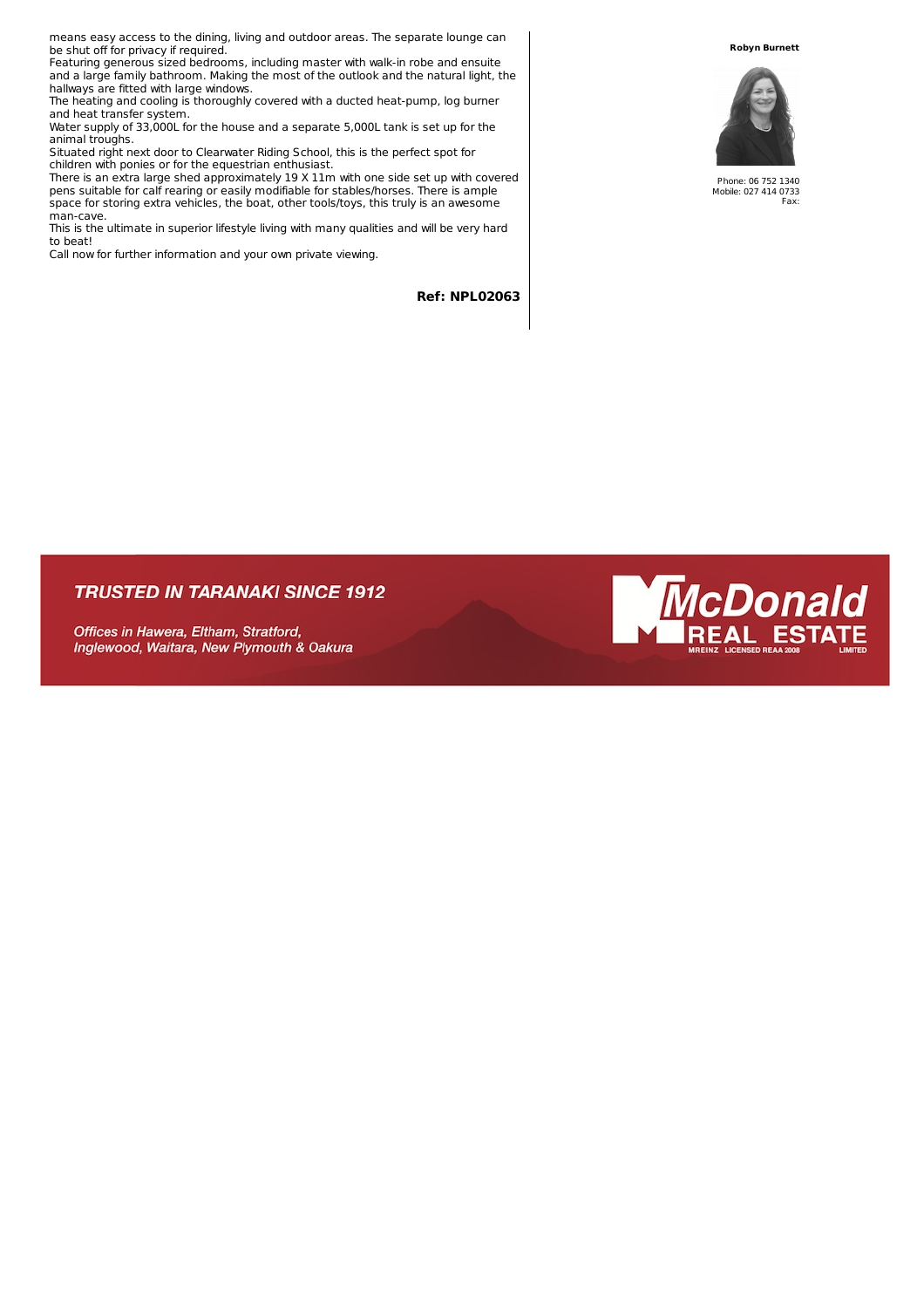means easy access to the dining, living and outdoor areas. The separate lounge can be shut off for privacy if required.

Featuring generous sized bedrooms, including master with walk-in robe and ensuite and a large family bathroom. Making the most of the outlook and the natural light, the hallways are fitted with large windows.

The heating and cooling is thoroughly covered with a ducted heat-pump, log burner and heat transfer system.

Water supply of 33,000L for the house and a separate 5,000L tank is set up for the animal troughs.

Situated right next door to Clearwater Riding School, this is the perfect spot for children with ponies or for the equestrian enthusiast.

There is an extra large shed approximately 19 X 11m with one side set up with covered pens suitable for calf rearing or easily modifiable for stables/horses. There is ample space for storing extra vehicles, the boat, other tools/toys, this truly is an awesome man-cave.

This is the ultimate in superior lifestyle living with many qualities and will be very hard to beat!

Call now for further information and your own private viewing.

**Ref: NPL02063**

**Robyn Burnett**

Phone: 06 752 1340
Mobile: 027 414 0733
Fax:

***TRUSTED IN TARANAKI SINCE 1912***

*Offices in Hawera, Eltham, Stratford, Inglewood, Waitara, New Plymouth & Oakura*

McDonald REAL ESTATE LIMITED
MREINZ LICENSED REAA 2008